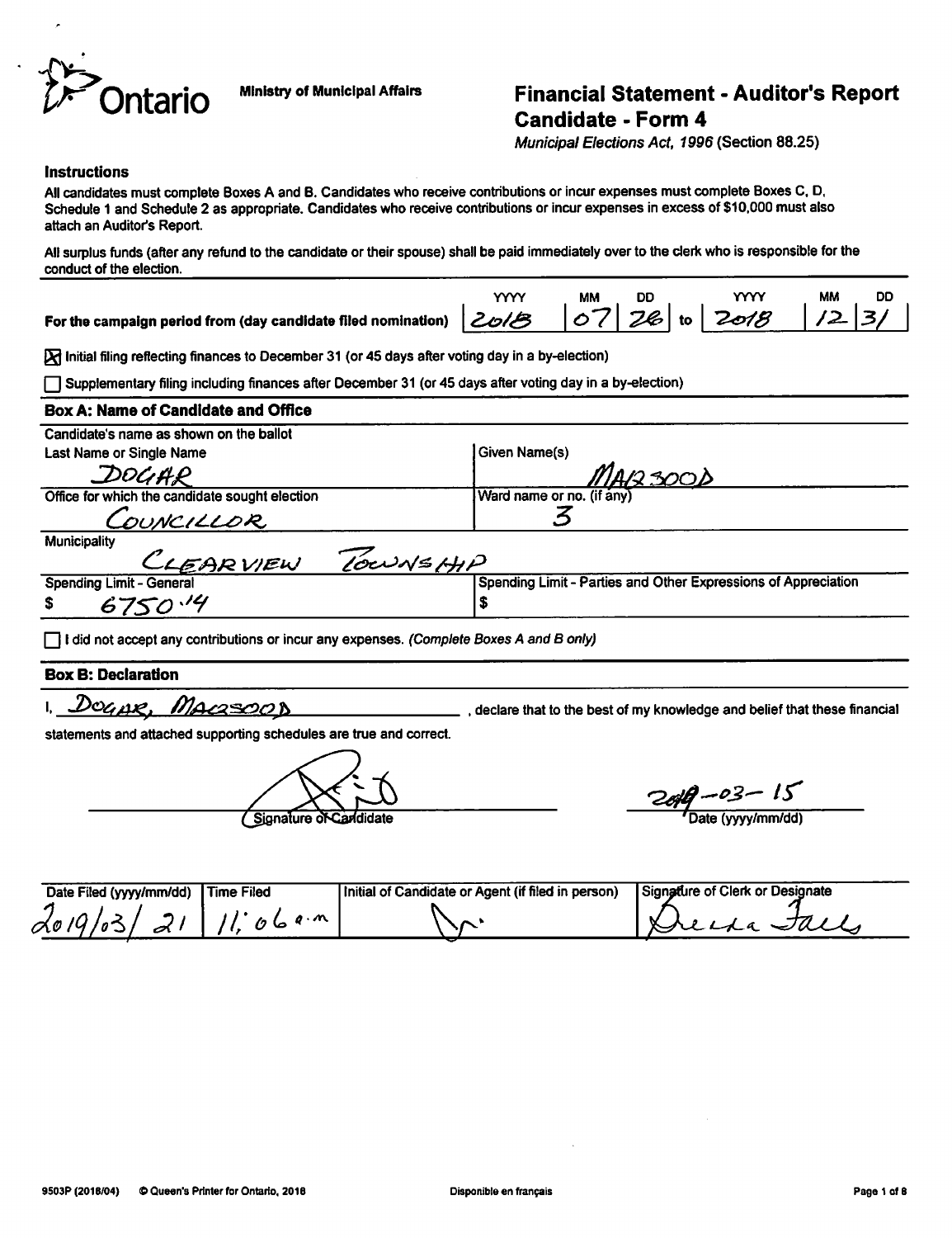Ontario

Ministry of Municipal Affairs

# Financial Statement - Auditor's Report Candidate - Form 4

*Municipal Elections Act, 1996* (Section 88.25)

**Instructions**

All candidates must complete Boxes A and B. Candidates who receive contributions or incur expenses must complete Boxes C, D, Schedule 1 and Schedule 2 as appropriate. Candidates who receive contributions or incur expenses in excess of $10,000 must also attach an Auditor's Report.

All surplus funds (after any refund to the candidate or their spouse) shall be paid immediately over to the clerk who is responsible for the conduct of the election.

| | YYYY | MM | DD | | YYYY | MM | DD |
|---|---|---|---|---|---|---|---|
| **For the campaign period from (day candidate filed nomination)** | 2018 | 07 | 26 | to | 2018 | 12 | 31 |

[X] Initial filing reflecting finances to December 31 (or 45 days after voting day in a by-election)

[ ] Supplementary filing including finances after December 31 (or 45 days after voting day in a by-election)

## Box A: Name of Candidate and Office

Candidate's name as shown on the ballot

| Last Name or Single Name | Given Name(s) |
|---|---|
| DOGAR | MAKSOOD |
| **Office for which the candidate sought election** | **Ward name or no. (if any)** |
| COUNCILLOR | 3 |

Municipality: CLEARVIEW TOWNSHIP

| Spending Limit - General | Spending Limit - Parties and Other Expressions of Appreciation |
|---|---|
| $ 6750.14 | $ |

[ ] I did not accept any contributions or incur any expenses. *(Complete Boxes A and B only)*

## Box B: Declaration

I, DOGAR, MAKSOOD, declare that to the best of my knowledge and belief that these financial statements and attached supporting schedules are true and correct.

Signature of Candidate: [signature]

Date (yyyy/mm/dd): 2019-03-15

| Date Filed (yyyy/mm/dd) | Time Filed | Initial of Candidate or Agent (if filed in person) | Signature of Clerk or Designate |
|---|---|---|---|
| 2019/03/21 | 11:06 a.m | [initial] | [signature] Dressa Falls |

9503P (2018/04) © Queen's Printer for Ontario, 2018 Disponible en français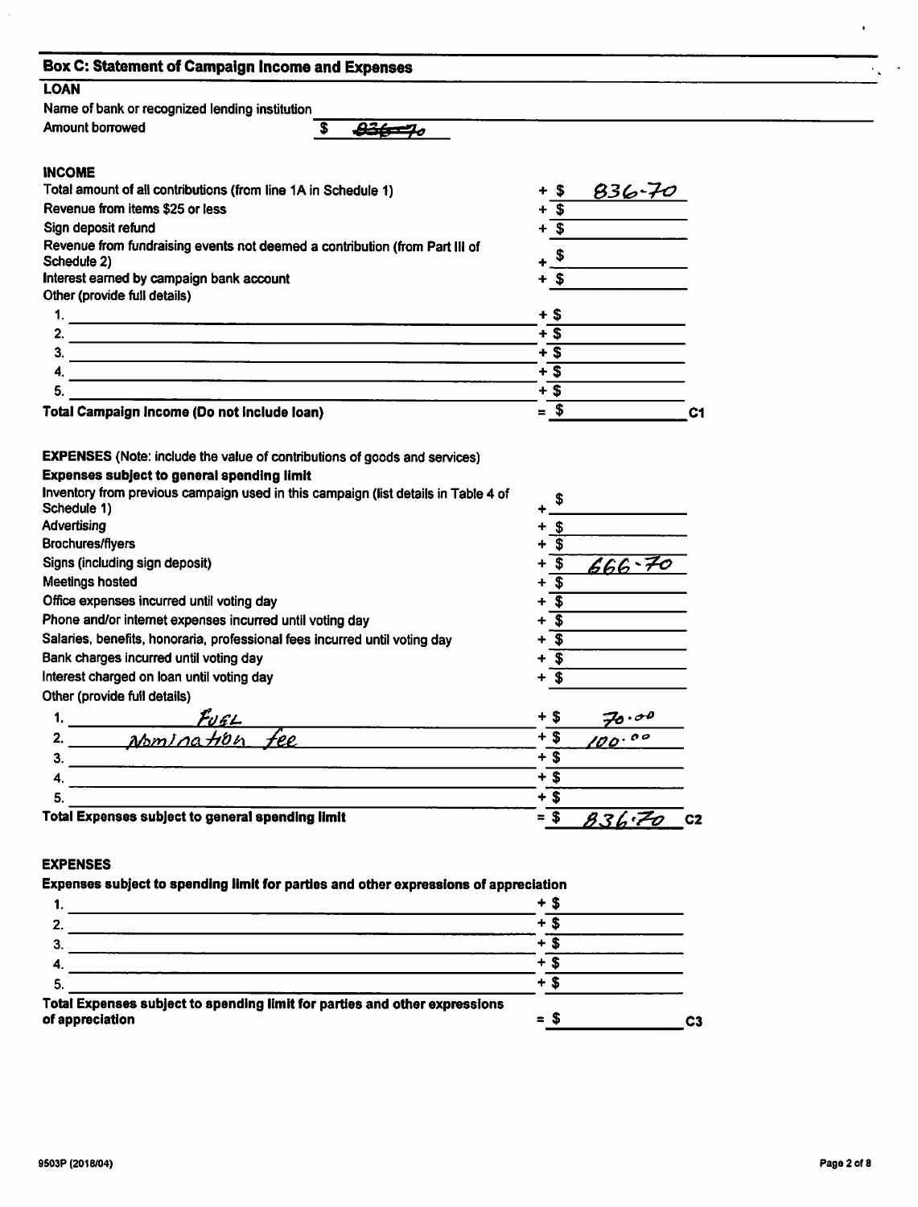## Box C: Statement of Campaign Income and Expenses

### LOAN

| | |
|---|---|
| Name of bank or recognized lending institution | |
| Amount borrowed | $ ~~836-70~~ |

### INCOME

| | |
|---|---|
| Total amount of all contributions (from line 1A in Schedule 1) | + $ 836-70 |
| Revenue from items $25 or less | + $ |
| Sign deposit refund | + $ |
| Revenue from fundraising events not deemed a contribution (from Part III of Schedule 2) | + $ |
| Interest earned by campaign bank account | + $ |
| Other (provide full details) | |
| 1. | + $ |
| 2. | + $ |
| 3. | + $ |
| 4. | + $ |
| 5. | + $ |
| **Total Campaign Income (Do not include loan)** | = $ **C1** |

**EXPENSES** (Note: include the value of contributions of goods and services)

**Expenses subject to general spending limit**

| | |
|---|---|
| Inventory from previous campaign used in this campaign (list details in Table 4 of Schedule 1) | + $ |
| Advertising | + $ |
| Brochures/flyers | + $ |
| Signs (including sign deposit) | + $ 666-70 |
| Meetings hosted | + $ |
| Office expenses incurred until voting day | + $ |
| Phone and/or internet expenses incurred until voting day | + $ |
| Salaries, benefits, honoraria, professional fees incurred until voting day | + $ |
| Bank charges incurred until voting day | + $ |
| Interest charged on loan until voting day | + $ |
| Other (provide full details) | |
| 1. Fuel | + $ 70.00 |
| 2. Nomination fee | + $ 100.00 |
| 3. | + $ |
| 4. | + $ |
| 5. | + $ |
| **Total Expenses subject to general spending limit** | = $ 836.70 **C2** |

### EXPENSES

**Expenses subject to spending limit for parties and other expressions of appreciation**

| | |
|---|---|
| 1. | + $ |
| 2. | + $ |
| 3. | + $ |
| 4. | + $ |
| 5. | + $ |
| **Total Expenses subject to spending limit for parties and other expressions of appreciation** | = $ **C3** |

9503P (2018/04)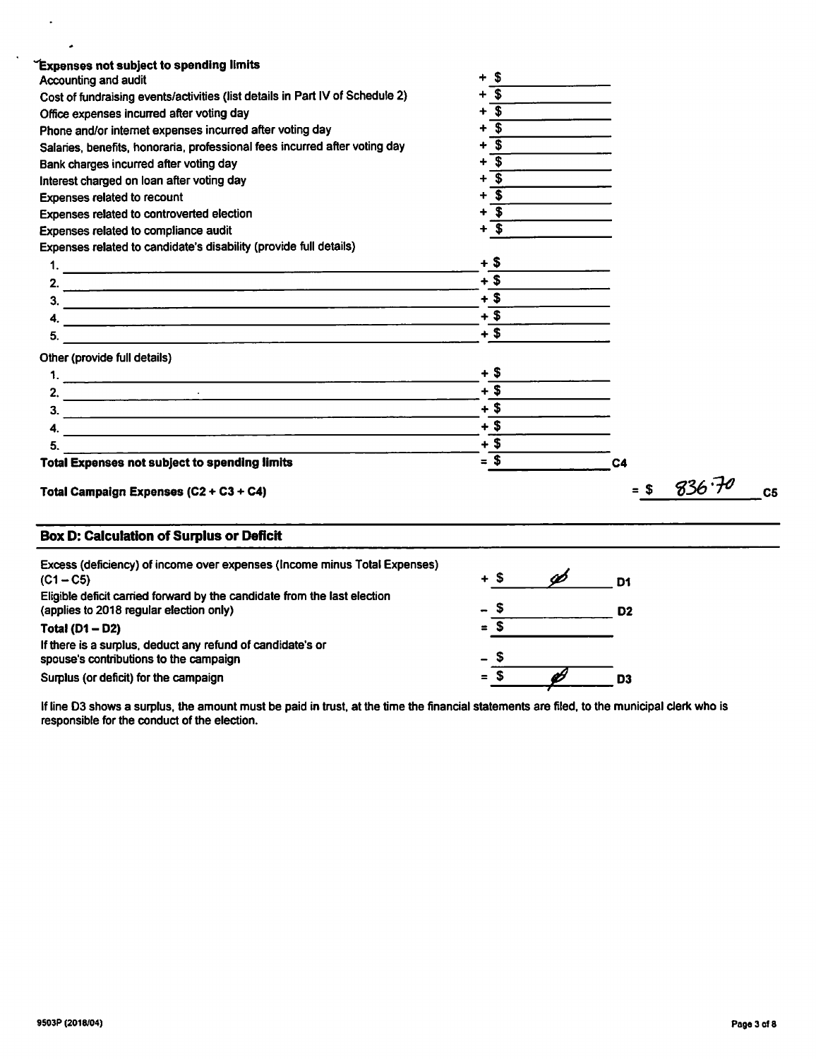**Expenses not subject to spending limits**

| | | |
|---|---|---|
| Accounting and audit | + $ | |
| Cost of fundraising events/activities (list details in Part IV of Schedule 2) | + $ | |
| Office expenses incurred after voting day | + $ | |
| Phone and/or internet expenses incurred after voting day | + $ | |
| Salaries, benefits, honoraria, professional fees incurred after voting day | + $ | |
| Bank charges incurred after voting day | + $ | |
| Interest charged on loan after voting day | + $ | |
| Expenses related to recount | + $ | |
| Expenses related to controverted election | + $ | |
| Expenses related to compliance audit | + $ | |
| Expenses related to candidate's disability (provide full details) | | |
| 1. | + $ | |
| 2. | + $ | |
| 3. | + $ | |
| 4. | + $ | |
| 5. | + $ | |
| Other (provide full details) | | |
| 1. | + $ | |
| 2. | + $ | |
| 3. | + $ | |
| 4. | + $ | |
| 5. | + $ | |
| **Total Expenses not subject to spending limits** | = $ | C4 |
| **Total Campaign Expenses (C2 + C3 + C4)** | = $ 836.70 | C5 |

## Box D: Calculation of Surplus or Deficit

| | | |
|---|---|---|
| Excess (deficiency) of income over expenses (Income minus Total Expenses) (C1 – C5) | + $ ø | D1 |
| Eligible deficit carried forward by the candidate from the last election (applies to 2018 regular election only) | – $ | D2 |
| **Total (D1 – D2)** | = $ | |
| If there is a surplus, deduct any refund of candidate's or spouse's contributions to the campaign | – $ | |
| Surplus (or deficit) for the campaign | = $ ø | D3 |

If line D3 shows a surplus, the amount must be paid in trust, at the time the financial statements are filed, to the municipal clerk who is responsible for the conduct of the election.

9503P (2018/04)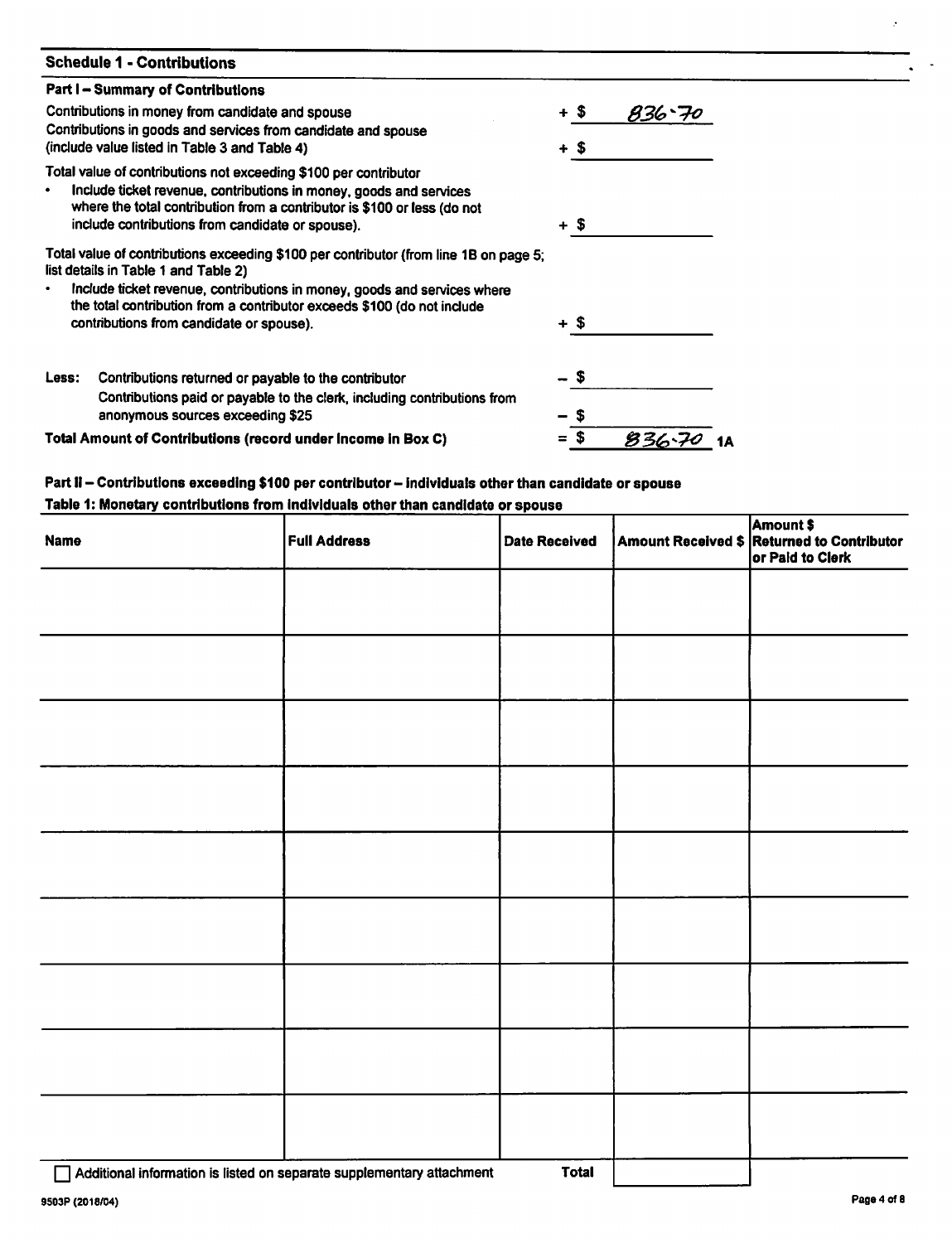## Schedule 1 - Contributions

### Part I – Summary of Contributions

| | |
|---|---|
| Contributions in money from candidate and spouse | + $ 836.70 |
| Contributions in goods and services from candidate and spouse (include value listed in Table 3 and Table 4) | + $ |
| Total value of contributions not exceeding $100 per contributor<br>• Include ticket revenue, contributions in money, goods and services where the total contribution from a contributor is $100 or less (do not include contributions from candidate or spouse). | + $ |
| Total value of contributions exceeding $100 per contributor (from line 1B on page 5; list details in Table 1 and Table 2)<br>• Include ticket revenue, contributions in money, goods and services where the total contribution from a contributor exceeds $100 (do not include contributions from candidate or spouse). | + $ |
| Less: Contributions returned or payable to the contributor | – $ |
| Contributions paid or payable to the clerk, including contributions from anonymous sources exceeding $25 | – $ |
| **Total Amount of Contributions (record under Income in Box C)** | = $ 836.70 **1A** |

### Part II – Contributions exceeding $100 per contributor – individuals other than candidate or spouse

**Table 1: Monetary contributions from individuals other than candidate or spouse**

| Name | Full Address | Date Received | Amount Received $ | Amount $ Returned to Contributor or Paid to Clerk |
|---|---|---|---|---|
| | | | | |
| | | | | |
| | | | | |
| | | | | |
| | | | | |
| | | | | |
| | | | | |
| | | | | |
| | | | | |
| ☐ Additional information is listed on separate supplementary attachment | | **Total** | | |

9503P (2018/04)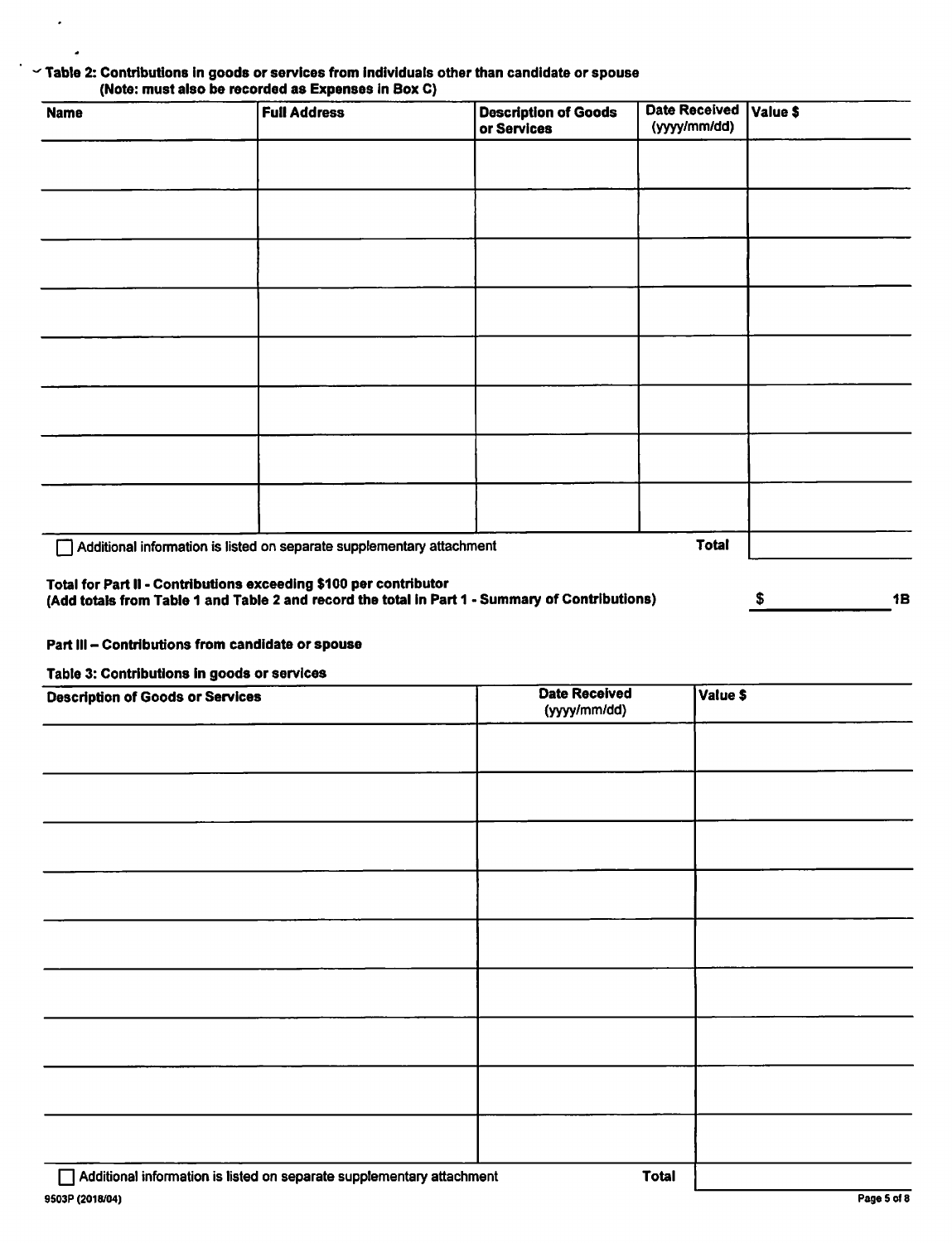**Table 2: Contributions in goods or services from individuals other than candidate or spouse (Note: must also be recorded as Expenses in Box C)**

| Name | Full Address | Description of Goods or Services | Date Received (yyyy/mm/dd) | Value $ |
|---|---|---|---|---|
| | | | | |
| | | | | |
| | | | | |
| | | | | |
| | | | | |
| | | | | |
| | | | | |
| | | | | |
| ☐ Additional information is listed on separate supplementary attachment | | | Total | |

**Total for Part II - Contributions exceeding $100 per contributor**
**(Add totals from Table 1 and Table 2 and record the total in Part 1 - Summary of Contributions)** $ \_\_\_\_\_\_\_\_\_\_ **1B**

**Part III – Contributions from candidate or spouse**

**Table 3: Contributions in goods or services**

| Description of Goods or Services | Date Received (yyyy/mm/dd) | Value $ |
|---|---|---|
| | | |
| | | |
| | | |
| | | |
| | | |
| | | |
| | | |
| | | |
| | | |
| ☐ Additional information is listed on separate supplementary attachment | Total | |

9503P (2018/04)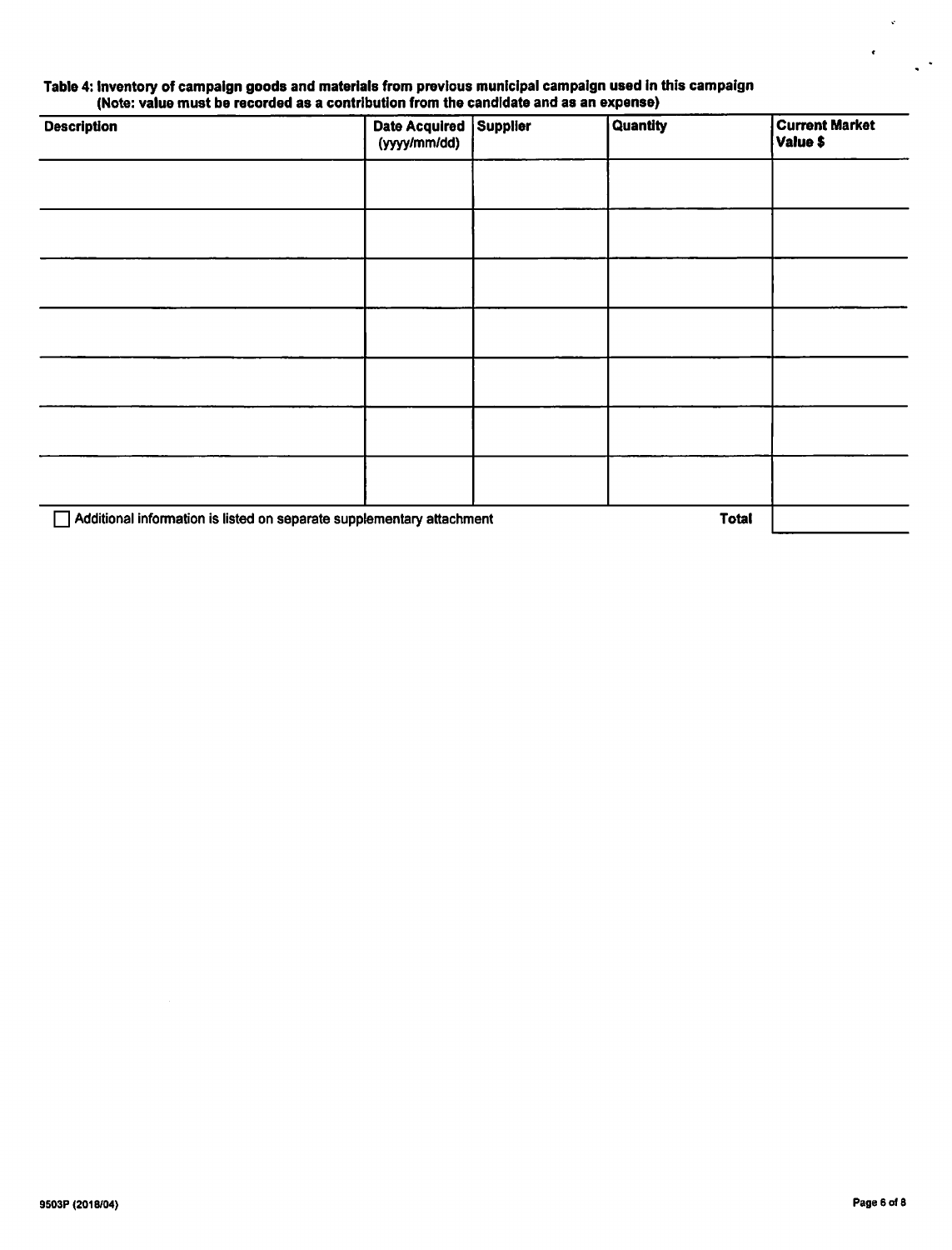**Table 4: Inventory of campaign goods and materials from previous municipal campaign used in this campaign**
**(Note: value must be recorded as a contribution from the candidate and as an expense)**

| Description | Date Acquired (yyyy/mm/dd) | Supplier | Quantity | Current Market Value $ |
|---|---|---|---|---|
| | | | | |
| | | | | |
| | | | | |
| | | | | |
| | | | | |
| | | | | |
| | | | | |
| ☐ Additional information is listed on separate supplementary attachment | | | **Total** | |

9503P (2018/04)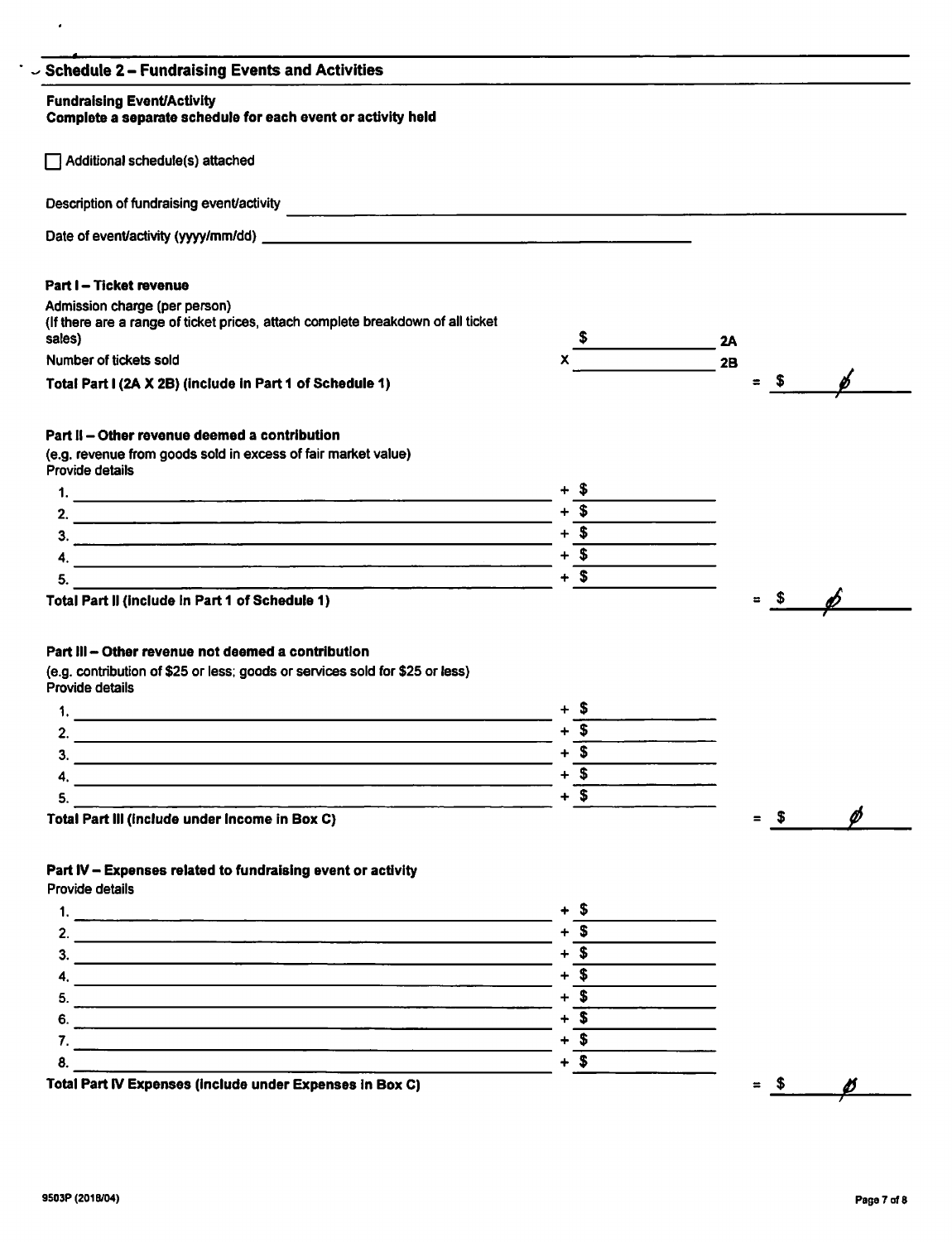## Schedule 2 – Fundraising Events and Activities

**Fundraising Event/Activity**
**Complete a separate schedule for each event or activity held**

☐ Additional schedule(s) attached

Description of fundraising event/activity ______________________________

Date of event/activity (yyyy/mm/dd) ______________________________

**Part I – Ticket revenue**

Admission charge (per person)
(If there are a range of ticket prices, attach complete breakdown of all ticket sales) $ ________ 2A

Number of tickets sold x ________ 2B

**Total Part I (2A X 2B) (include in Part 1 of Schedule 1)** = $ ø

**Part II – Other revenue deemed a contribution**
(e.g. revenue from goods sold in excess of fair market value)
Provide details

1. ________ + $ ________
2. ________ + $ ________
3. ________ + $ ________
4. ________ + $ ________
5. ________ + $ ________

**Total Part II (include in Part 1 of Schedule 1)** = $ ø

**Part III – Other revenue not deemed a contribution**
(e.g. contribution of $25 or less; goods or services sold for $25 or less)
Provide details

1. ________ + $ ________
2. ________ + $ ________
3. ________ + $ ________
4. ________ + $ ________
5. ________ + $ ________

**Total Part III (include under Income in Box C)** = $ ø

**Part IV – Expenses related to fundraising event or activity**
Provide details

1. ________ + $ ________
2. ________ + $ ________
3. ________ + $ ________
4. ________ + $ ________
5. ________ + $ ________
6. ________ + $ ________
7. ________ + $ ________
8. ________ + $ ________

**Total Part IV Expenses (include under Expenses in Box C)** = $ ø

9503P (2018/04)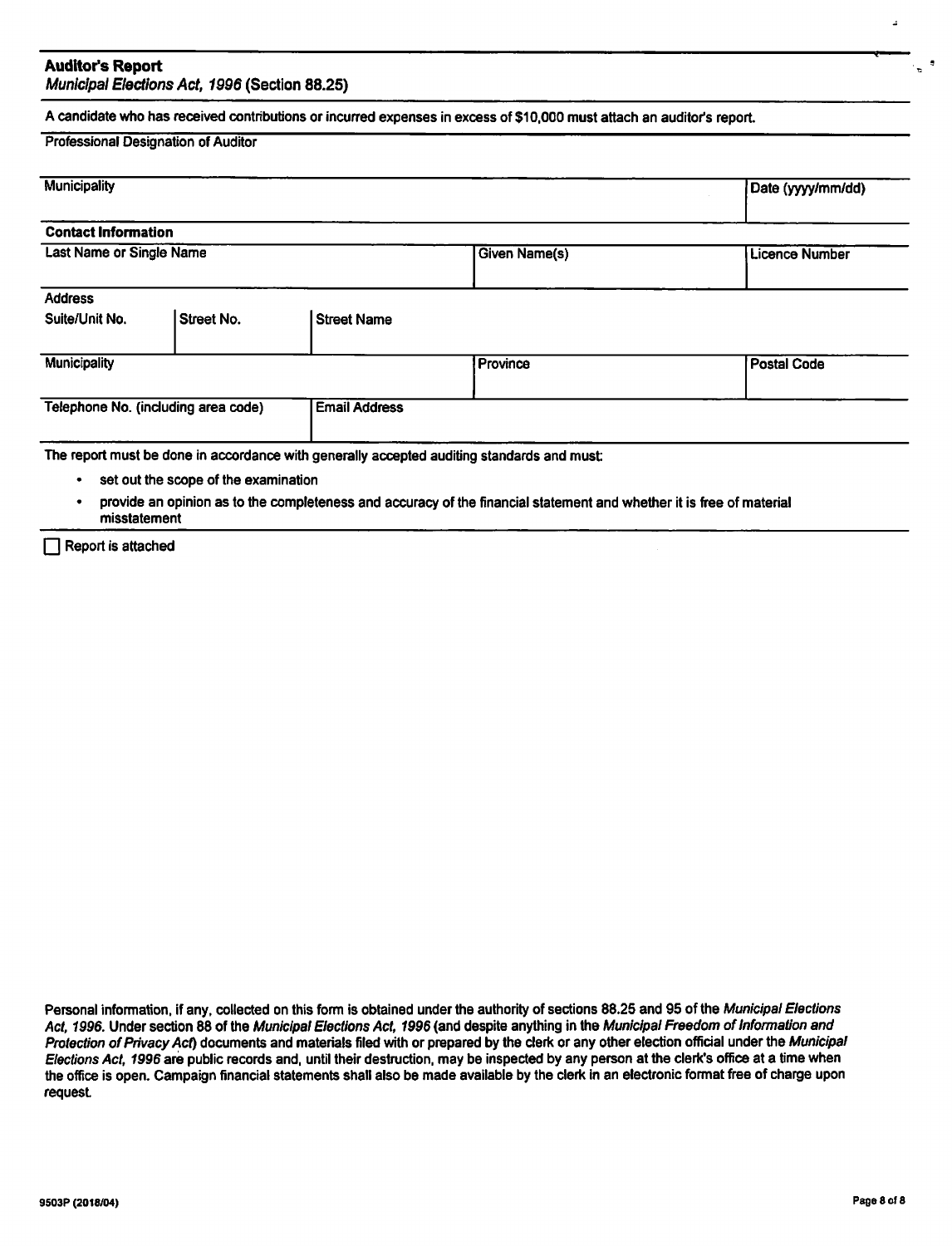## Auditor's Report

*Municipal Elections Act, 1996* (Section 88.25)

A candidate who has received contributions or incurred expenses in excess of $10,000 must attach an auditor's report.

Professional Designation of Auditor

| Municipality | Date (yyyy/mm/dd) |
|---|---|
| | |

**Contact Information**

| Last Name or Single Name | Given Name(s) | Licence Number |
|---|---|---|
| | | |

Address

| Suite/Unit No. | Street No. | Street Name |
|---|---|---|
| | | |

| Municipality | Province | Postal Code |
|---|---|---|
| | | |

| Telephone No. (including area code) | Email Address |
|---|---|
| | |

The report must be done in accordance with generally accepted auditing standards and must:

- set out the scope of the examination
- provide an opinion as to the completeness and accuracy of the financial statement and whether it is free of material misstatement

☐ Report is attached

Personal information, if any, collected on this form is obtained under the authority of sections 88.25 and 95 of the *Municipal Elections Act, 1996*. Under section 88 of the *Municipal Elections Act, 1996* (and despite anything in the *Municipal Freedom of Information and Protection of Privacy Act*) documents and materials filed with or prepared by the clerk or any other election official under the *Municipal Elections Act, 1996* are public records and, until their destruction, may be inspected by any person at the clerk's office at a time when the office is open. Campaign financial statements shall also be made available by the clerk in an electronic format free of charge upon request.

9503P (2018/04)